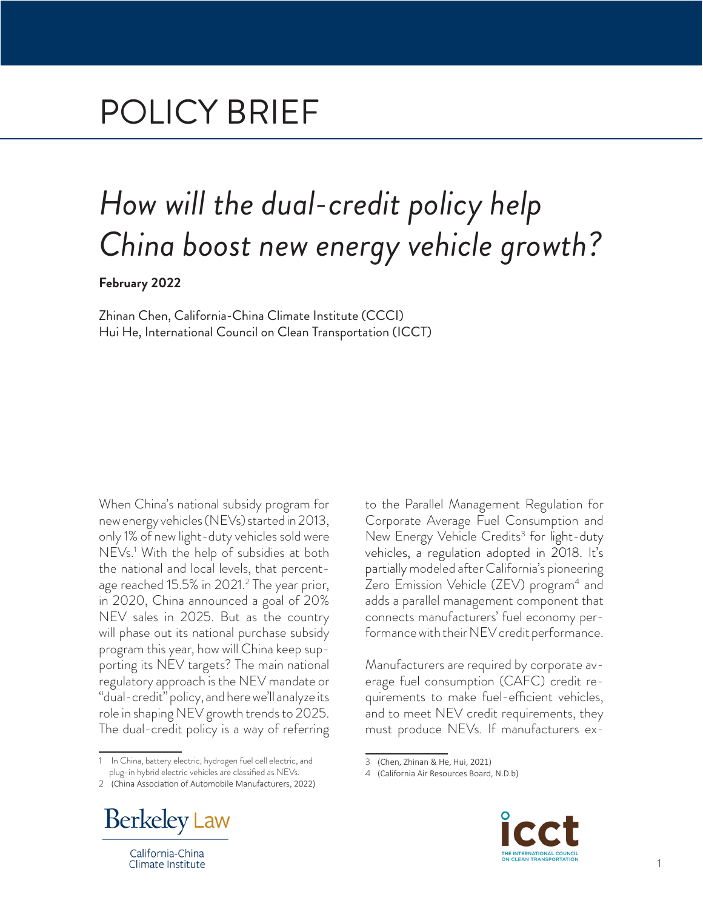# POLICY BRIEF

## *How will the dual-credit policy help China boost new energy vehicle growth?*

**February 2022**

Zhinan Chen, California-China Climate Institute (CCCI)
Hui He, International Council on Clean Transportation (ICCT)

When China's national subsidy program for new energy vehicles (NEVs) started in 2013, only 1% of new light-duty vehicles sold were NEVs.[1] With the help of subsidies at both the national and local levels, that percentage reached 15.5% in 2021.[2] The year prior, in 2020, China announced a goal of 20% NEV sales in 2025. But as the country will phase out its national purchase subsidy program this year, how will China keep supporting its NEV targets? The main national regulatory approach is the NEV mandate or "dual-credit" policy, and here we'll analyze its role in shaping NEV growth trends to 2025. The dual-credit policy is a way of referring to the Parallel Management Regulation for Corporate Average Fuel Consumption and New Energy Vehicle Credits[3] for light-duty vehicles, a regulation adopted in 2018. It's partially modeled after California's pioneering Zero Emission Vehicle (ZEV) program[4] and adds a parallel management component that connects manufacturers' fuel economy performance with their NEV credit performance.

Manufacturers are required by corporate average fuel consumption (CAFC) credit requirements to make fuel-efficient vehicles, and to meet NEV credit requirements, they must produce NEVs. If manufacturers ex-

1 In China, battery electric, hydrogen fuel cell electric, and plug-in hybrid electric vehicles are classified as NEVs.

2 (China Association of Automobile Manufacturers, 2022)

3 (Chen, Zhinan & He, Hui, 2021)

4 (California Air Resources Board, N.D.b)

Berkeley Law
California-China Climate Institute

icct
THE INTERNATIONAL COUNCIL ON CLEAN TRANSPORTATION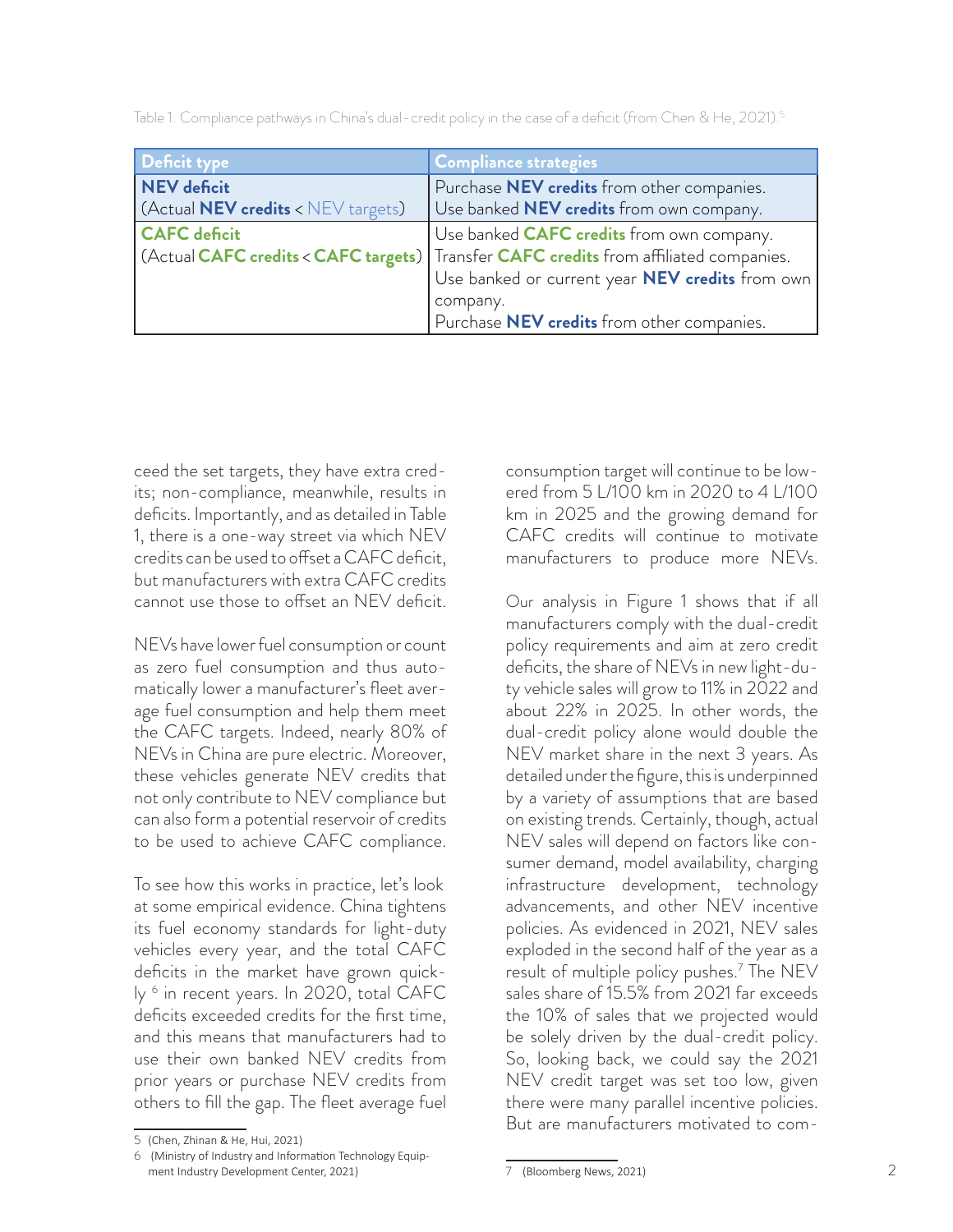Table 1. Compliance pathways in China's dual-credit policy in the case of a deficit (from Chen & He, 2021).[5]

| Deficit type | Compliance strategies |
|---|---|
| **NEV deficit** (Actual **NEV credits** < NEV targets) | Purchase **NEV credits** from other companies. Use banked **NEV credits** from own company. |
| **CAFC deficit** (Actual **CAFC credits** < **CAFC targets**) | Use banked **CAFC credits** from own company. Transfer **CAFC credits** from affiliated companies. Use banked or current year **NEV credits** from own company. Purchase **NEV credits** from other companies. |

ceed the set targets, they have extra credits; non-compliance, meanwhile, results in deficits. Importantly, and as detailed in Table 1, there is a one-way street via which NEV credits can be used to offset a CAFC deficit, but manufacturers with extra CAFC credits cannot use those to offset an NEV deficit.

NEVs have lower fuel consumption or count as zero fuel consumption and thus automatically lower a manufacturer's fleet average fuel consumption and help them meet the CAFC targets. Indeed, nearly 80% of NEVs in China are pure electric. Moreover, these vehicles generate NEV credits that not only contribute to NEV compliance but can also form a potential reservoir of credits to be used to achieve CAFC compliance.

To see how this works in practice, let's look at some empirical evidence. China tightens its fuel economy standards for light-duty vehicles every year, and the total CAFC deficits in the market have grown quickly [6] in recent years. In 2020, total CAFC deficits exceeded credits for the first time, and this means that manufacturers had to use their own banked NEV credits from prior years or purchase NEV credits from others to fill the gap. The fleet average fuel consumption target will continue to be lowered from 5 L/100 km in 2020 to 4 L/100 km in 2025 and the growing demand for CAFC credits will continue to motivate manufacturers to produce more NEVs.

Our analysis in Figure 1 shows that if all manufacturers comply with the dual-credit policy requirements and aim at zero credit deficits, the share of NEVs in new light-duty vehicle sales will grow to 11% in 2022 and about 22% in 2025. In other words, the dual-credit policy alone would double the NEV market share in the next 3 years. As detailed under the figure, this is underpinned by a variety of assumptions that are based on existing trends. Certainly, though, actual NEV sales will depend on factors like consumer demand, model availability, charging infrastructure development, technology advancements, and other NEV incentive policies. As evidenced in 2021, NEV sales exploded in the second half of the year as a result of multiple policy pushes.[7] The NEV sales share of 15.5% from 2021 far exceeds the 10% of sales that we projected would be solely driven by the dual-credit policy. So, looking back, we could say the 2021 NEV credit target was set too low, given there were many parallel incentive policies. But are manufacturers motivated to com-

5 (Chen, Zhinan & He, Hui, 2021)

6 (Ministry of Industry and Information Technology Equipment Industry Development Center, 2021)

7 (Bloomberg News, 2021)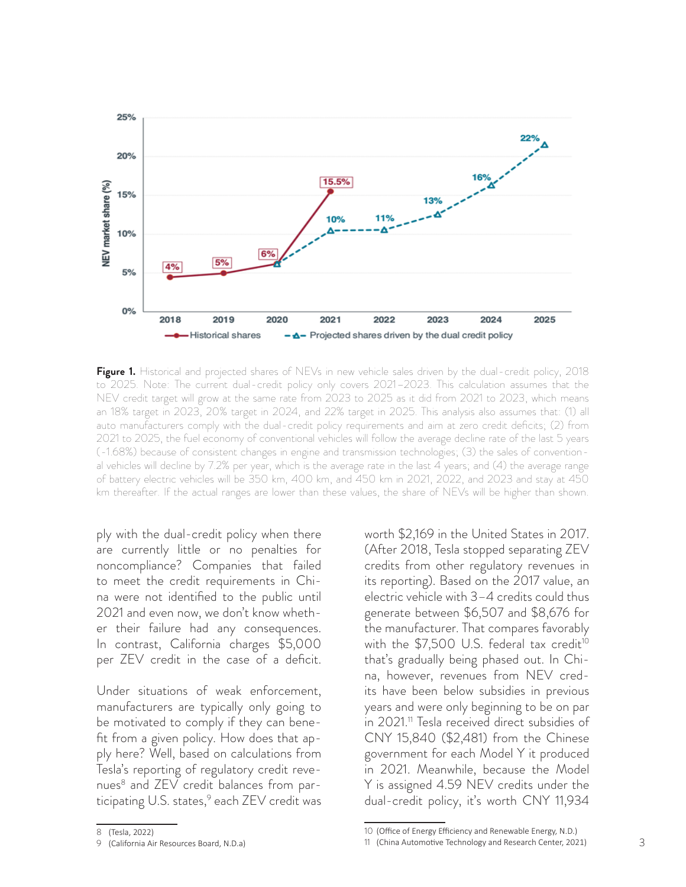25%
20%
15%
10%
5%
0%
NEV market share (%)
2018
2019
2020
2021
2022
2023
2024
2025
4%
5%
6%
15.5%
10%
11%
13%
16%
22%
Historical shares
Projected shares driven by the dual credit policy

**Figure 1.** Historical and projected shares of NEVs in new vehicle sales driven by the dual-credit policy, 2018 to 2025. Note: The current dual-credit policy only covers 2021–2023. This calculation assumes that the NEV credit target will grow at the same rate from 2023 to 2025 as it did from 2021 to 2023, which means an 18% target in 2023, 20% target in 2024, and 22% target in 2025. This analysis also assumes that: (1) all auto manufacturers comply with the dual-credit policy requirements and aim at zero credit deficits; (2) from 2021 to 2025, the fuel economy of conventional vehicles will follow the average decline rate of the last 5 years (-1.68%) because of consistent changes in engine and transmission technologies; (3) the sales of conventional vehicles will decline by 7.2% per year, which is the average rate in the last 4 years; and (4) the average range of battery electric vehicles will be 350 km, 400 km, and 450 km in 2021, 2022, and 2023 and stay at 450 km thereafter. If the actual ranges are lower than these values, the share of NEVs will be higher than shown.

ply with the dual-credit policy when there are currently little or no penalties for noncompliance? Companies that failed to meet the credit requirements in China were not identified to the public until 2021 and even now, we don't know whether their failure had any consequences. In contrast, California charges $5,000 per ZEV credit in the case of a deficit.

Under situations of weak enforcement, manufacturers are typically only going to be motivated to comply if they can benefit from a given policy. How does that apply here? Well, based on calculations from Tesla's reporting of regulatory credit revenues[8] and ZEV credit balances from participating U.S. states,[9] each ZEV credit was worth $2,169 in the United States in 2017. (After 2018, Tesla stopped separating ZEV credits from other regulatory revenues in its reporting). Based on the 2017 value, an electric vehicle with 3–4 credits could thus generate between $6,507 and $8,676 for the manufacturer. That compares favorably with the $7,500 U.S. federal tax credit[10] that's gradually being phased out. In China, however, revenues from NEV credits have been below subsidies in previous years and were only beginning to be on par in 2021.[11] Tesla received direct subsidies of CNY 15,840 ($2,481) from the Chinese government for each Model Y it produced in 2021. Meanwhile, because the Model Y is assigned 4.59 NEV credits under the dual-credit policy, it's worth CNY 11,934

8 (Tesla, 2022)
9 (California Air Resources Board, N.D.a)
10 (Office of Energy Efficiency and Renewable Energy, N.D.)
11 (China Automotive Technology and Research Center, 2021)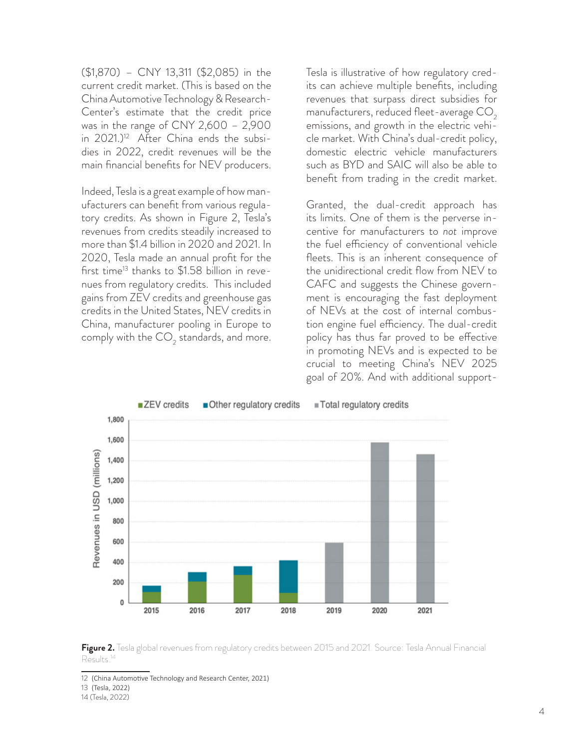($1,870) – CNY 13,311 ($2,085) in the current credit market. (This is based on the China Automotive Technology & Research-Center's estimate that the credit price was in the range of CNY 2,600 – 2,900 in 2021.)[12] After China ends the subsidies in 2022, credit revenues will be the main financial benefits for NEV producers.

Indeed, Tesla is a great example of how manufacturers can benefit from various regulatory credits. As shown in Figure 2, Tesla's revenues from credits steadily increased to more than $1.4 billion in 2020 and 2021. In 2020, Tesla made an annual profit for the first time[13] thanks to $1.58 billion in revenues from regulatory credits. This included gains from ZEV credits and greenhouse gas credits in the United States, NEV credits in China, manufacturer pooling in Europe to comply with the $CO_2$ standards, and more.

Tesla is illustrative of how regulatory credits can achieve multiple benefits, including revenues that surpass direct subsidies for manufacturers, reduced fleet-average $CO_2$ emissions, and growth in the electric vehicle market. With China's dual-credit policy, domestic electric vehicle manufacturers such as BYD and SAIC will also be able to benefit from trading in the credit market.

Granted, the dual-credit approach has its limits. One of them is the perverse incentive for manufacturers to *not* improve the fuel efficiency of conventional vehicle fleets. This is an inherent consequence of the unidirectional credit flow from NEV to CAFC and suggests the Chinese government is encouraging the fast deployment of NEVs at the cost of internal combustion engine fuel efficiency. The dual-credit policy has thus far proved to be effective in promoting NEVs and is expected to be crucial to meeting China's NEV 2025 goal of 20%. And with additional support-

ZEV credits
Other regulatory credits
Total regulatory credits

Revenues in USD (millions)

1,800
1,600
1,400
1,200
1,000
800
600
400
200
0

2015
2016
2017
2018
2019
2020
2021

**Figure 2.** Tesla global revenues from regulatory credits between 2015 and 2021. Source: Tesla Annual Financial Results.[14]

12 (China Automotive Technology and Research Center, 2021)
13 (Tesla, 2022)
14 (Tesla, 2022)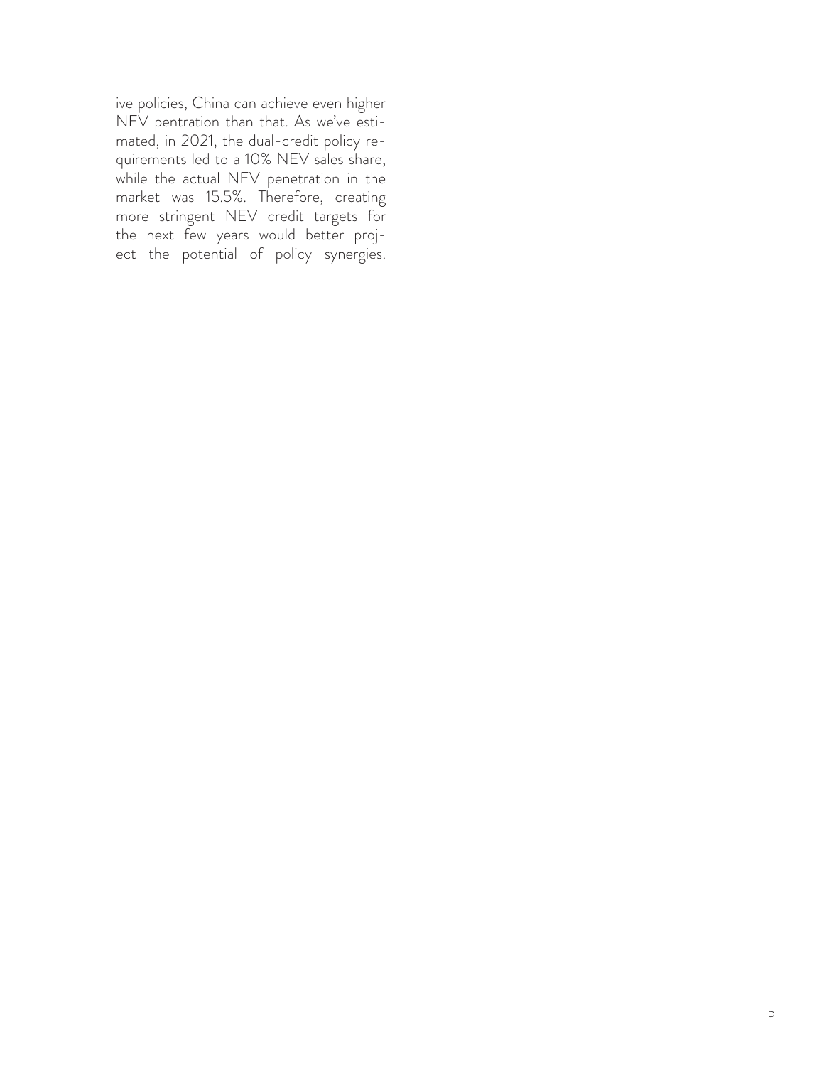ive policies, China can achieve even higher NEV pentration than that. As we've estimated, in 2021, the dual-credit policy requirements led to a 10% NEV sales share, while the actual NEV penetration in the market was 15.5%. Therefore, creating more stringent NEV credit targets for the next few years would better project the potential of policy synergies.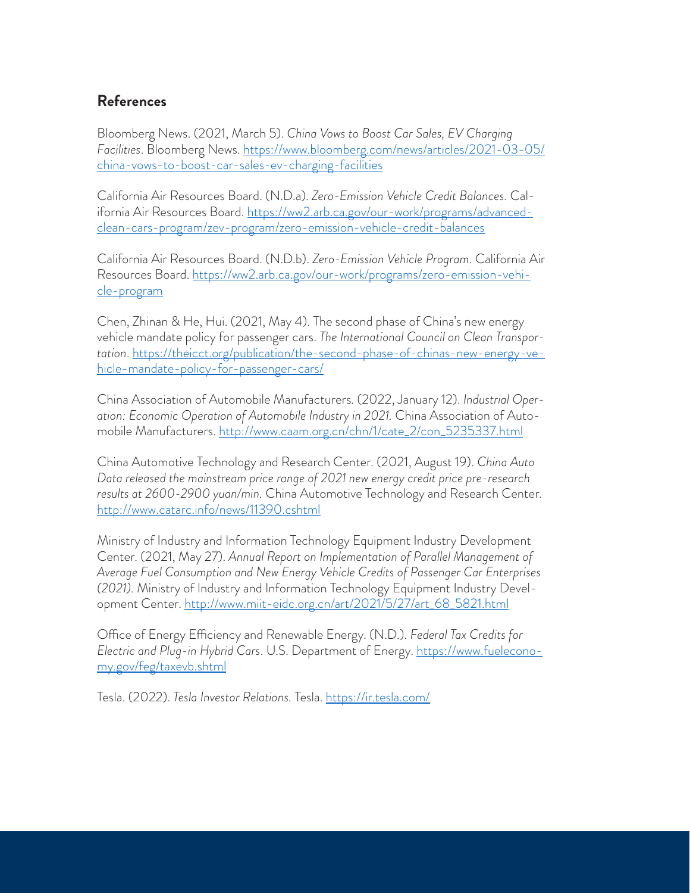## References

Bloomberg News. (2021, March 5). *China Vows to Boost Car Sales, EV Charging Facilities*. Bloomberg News. https://www.bloomberg.com/news/articles/2021-03-05/china-vows-to-boost-car-sales-ev-charging-facilities

California Air Resources Board. (N.D.a). *Zero-Emission Vehicle Credit Balances*. California Air Resources Board. https://ww2.arb.ca.gov/our-work/programs/advanced-clean-cars-program/zev-program/zero-emission-vehicle-credit-balances

California Air Resources Board. (N.D.b). *Zero-Emission Vehicle Program*. California Air Resources Board. https://ww2.arb.ca.gov/our-work/programs/zero-emission-vehicle-program

Chen, Zhinan & He, Hui. (2021, May 4). The second phase of China's new energy vehicle mandate policy for passenger cars. *The International Council on Clean Transportation*. https://theicct.org/publication/the-second-phase-of-chinas-new-energy-vehicle-mandate-policy-for-passenger-cars/

China Association of Automobile Manufacturers. (2022, January 12). *Industrial Operation: Economic Operation of Automobile Industry in 2021.* China Association of Automobile Manufacturers. http://www.caam.org.cn/chn/1/cate_2/con_5235337.html

China Automotive Technology and Research Center. (2021, August 19). *China Auto Data released the mainstream price range of 2021 new energy credit price pre-research results at 2600-2900 yuan/min.* China Automotive Technology and Research Center. http://www.catarc.info/news/11390.cshtml

Ministry of Industry and Information Technology Equipment Industry Development Center. (2021, May 27). *Annual Report on Implementation of Parallel Management of Average Fuel Consumption and New Energy Vehicle Credits of Passenger Car Enterprises (2021).* Ministry of Industry and Information Technology Equipment Industry Development Center. http://www.miit-eidc.org.cn/art/2021/5/27/art_68_5821.html

Office of Energy Efficiency and Renewable Energy. (N.D.). *Federal Tax Credits for Electric and Plug-in Hybrid Cars*. U.S. Department of Energy. https://www.fueleconomy.gov/feg/taxevb.shtml

Tesla. (2022). *Tesla Investor Relations.* Tesla. https://ir.tesla.com/